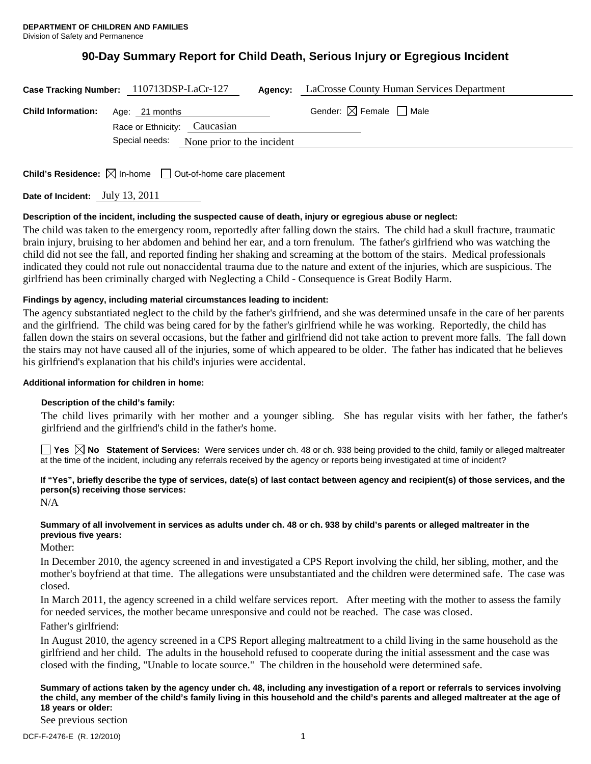**DEPARTMENT OF CHILDREN AND FAMILIES**
Division of Safety and Permanence

# 90-Day Summary Report for Child Death, Serious Injury or Egregious Incident

**Case Tracking Number:** 110713DSP-LaCr-127 **Agency:** LaCrosse County Human Services Department

**Child Information:** Age: 21 months Gender: ☒ Female ☐ Male

Race or Ethnicity: Caucasian

Special needs: None prior to the incident

**Child's Residence:** ☒ In-home ☐ Out-of-home care placement

**Date of Incident:** July 13, 2011

**Description of the incident, including the suspected cause of death, injury or egregious abuse or neglect:**

The child was taken to the emergency room, reportedly after falling down the stairs. The child had a skull fracture, traumatic brain injury, bruising to her abdomen and behind her ear, and a torn frenulum. The father's girlfriend who was watching the child did not see the fall, and reported finding her shaking and screaming at the bottom of the stairs. Medical professionals indicated they could not rule out nonaccidental trauma due to the nature and extent of the injuries, which are suspicious. The girlfriend has been criminally charged with Neglecting a Child - Consequence is Great Bodily Harm.

**Findings by agency, including material circumstances leading to incident:**

The agency substantiated neglect to the child by the father's girlfriend, and she was determined unsafe in the care of her parents and the girlfriend. The child was being cared for by the father's girlfriend while he was working. Reportedly, the child has fallen down the stairs on several occasions, but the father and girlfriend did not take action to prevent more falls. The fall down the stairs may not have caused all of the injuries, some of which appeared to be older. The father has indicated that he believes his girlfriend's explanation that his child's injuries were accidental.

**Additional information for children in home:**

**Description of the child's family:**

The child lives primarily with her mother and a younger sibling. She has regular visits with her father, the father's girlfriend and the girlfriend's child in the father's home.

☐ **Yes** ☒ **No** **Statement of Services:** Were services under ch. 48 or ch. 938 being provided to the child, family or alleged maltreater at the time of the incident, including any referrals received by the agency or reports being investigated at time of incident?

**If "Yes", briefly describe the type of services, date(s) of last contact between agency and recipient(s) of those services, and the person(s) receiving those services:**

N/A

**Summary of all involvement in services as adults under ch. 48 or ch. 938 by child's parents or alleged maltreater in the previous five years:**

Mother:

In December 2010, the agency screened in and investigated a CPS Report involving the child, her sibling, mother, and the mother's boyfriend at that time. The allegations were unsubstantiated and the children were determined safe. The case was closed.

In March 2011, the agency screened in a child welfare services report. After meeting with the mother to assess the family for needed services, the mother became unresponsive and could not be reached. The case was closed.

Father's girlfriend:

In August 2010, the agency screened in a CPS Report alleging maltreatment to a child living in the same household as the girlfriend and her child. The adults in the household refused to cooperate during the initial assessment and the case was closed with the finding, "Unable to locate source." The children in the household were determined safe.

**Summary of actions taken by the agency under ch. 48, including any investigation of a report or referrals to services involving the child, any member of the child's family living in this household and the child's parents and alleged maltreater at the age of 18 years or older:**

See previous section

DCF-F-2476-E (R. 12/2010)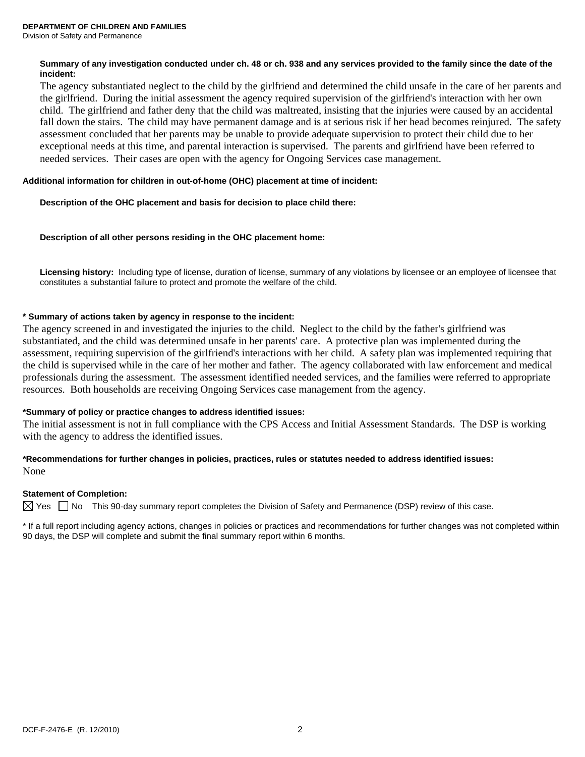**Summary of any investigation conducted under ch. 48 or ch. 938 and any services provided to the family since the date of the incident:**

The agency substantiated neglect to the child by the girlfriend and determined the child unsafe in the care of her parents and the girlfriend. During the initial assessment the agency required supervision of the girlfriend's interaction with her own child. The girlfriend and father deny that the child was maltreated, insisting that the injuries were caused by an accidental fall down the stairs. The child may have permanent damage and is at serious risk if her head becomes reinjured. The safety assessment concluded that her parents may be unable to provide adequate supervision to protect their child due to her exceptional needs at this time, and parental interaction is supervised. The parents and girlfriend have been referred to needed services. Their cases are open with the agency for Ongoing Services case management.

**Additional information for children in out-of-home (OHC) placement at time of incident:**

**Description of the OHC placement and basis for decision to place child there:**

**Description of all other persons residing in the OHC placement home:**

**Licensing history:** Including type of license, duration of license, summary of any violations by licensee or an employee of licensee that constitutes a substantial failure to protect and promote the welfare of the child.

**\* Summary of actions taken by agency in response to the incident:**

The agency screened in and investigated the injuries to the child. Neglect to the child by the father's girlfriend was substantiated, and the child was determined unsafe in her parents' care. A protective plan was implemented during the assessment, requiring supervision of the girlfriend's interactions with her child. A safety plan was implemented requiring that the child is supervised while in the care of her mother and father. The agency collaborated with law enforcement and medical professionals during the assessment. The assessment identified needed services, and the families were referred to appropriate resources. Both households are receiving Ongoing Services case management from the agency.

**\*Summary of policy or practice changes to address identified issues:**

The initial assessment is not in full compliance with the CPS Access and Initial Assessment Standards. The DSP is working with the agency to address the identified issues.

**\*Recommendations for further changes in policies, practices, rules or statutes needed to address identified issues:**

None

**Statement of Completion:**

☒ Yes ☐ No This 90-day summary report completes the Division of Safety and Permanence (DSP) review of this case.

\* If a full report including agency actions, changes in policies or practices and recommendations for further changes was not completed within 90 days, the DSP will complete and submit the final summary report within 6 months.